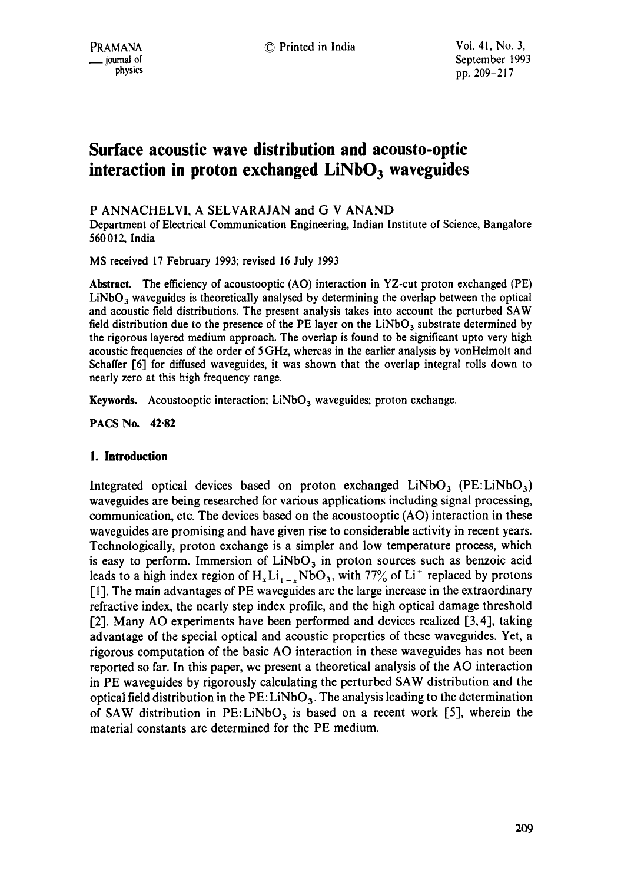# Surface acoustic wave distribution and acousto-optic interaction in proton exchanged $LiNbO_3$ waveguides

P ANNACHELVI, A SELVARAJAN and G V ANAND

Department of Electrical Communication Engineering, Indian Institute of Science, Bangalore 560012, India

MS received 17 February 1993; revised 16 July 1993

**Abstract.** The efficiency of acoustooptic (AO) interaction in YZ-cut proton exchanged (PE) $LiNbO_3$ waveguides is theoretically analysed by determining the overlap between the optical and acoustic field distributions. The present analysis takes into account the perturbed SAW field distribution due to the presence of the PE layer on the $LiNbO_3$ substrate determined by the rigorous layered medium approach. The overlap is found to be significant upto very high acoustic frequencies of the order of 5 GHz, whereas in the earlier analysis by vonHelmolt and Schaffer [6] for diffused waveguides, it was shown that the overlap integral rolls down to nearly zero at this high frequency range.

**Keywords.** Acoustooptic interaction; $LiNbO_3$ waveguides; proton exchange.

**PACS No. 42·82**

## 1. Introduction

Integrated optical devices based on proton exchanged $LiNbO_3$ (PE:$LiNbO_3$) waveguides are being researched for various applications including signal processing, communication, etc. The devices based on the acoustooptic (AO) interaction in these waveguides are promising and have given rise to considerable activity in recent years. Technologically, proton exchange is a simpler and low temperature process, which is easy to perform. Immersion of $LiNbO_3$ in proton sources such as benzoic acid leads to a high index region of $H_xLi_{1-x}NbO_3$, with 77% of $Li^+$ replaced by protons [1]. The main advantages of PE waveguides are the large increase in the extraordinary refractive index, the nearly step index profile, and the high optical damage threshold [2]. Many AO experiments have been performed and devices realized [3, 4], taking advantage of the special optical and acoustic properties of these waveguides. Yet, a rigorous computation of the basic AO interaction in these waveguides has not been reported so far. In this paper, we present a theoretical analysis of the AO interaction in PE waveguides by rigorously calculating the perturbed SAW distribution and the optical field distribution in the PE:$LiNbO_3$. The analysis leading to the determination of SAW distribution in PE:$LiNbO_3$ is based on a recent work [5], wherein the material constants are determined for the PE medium.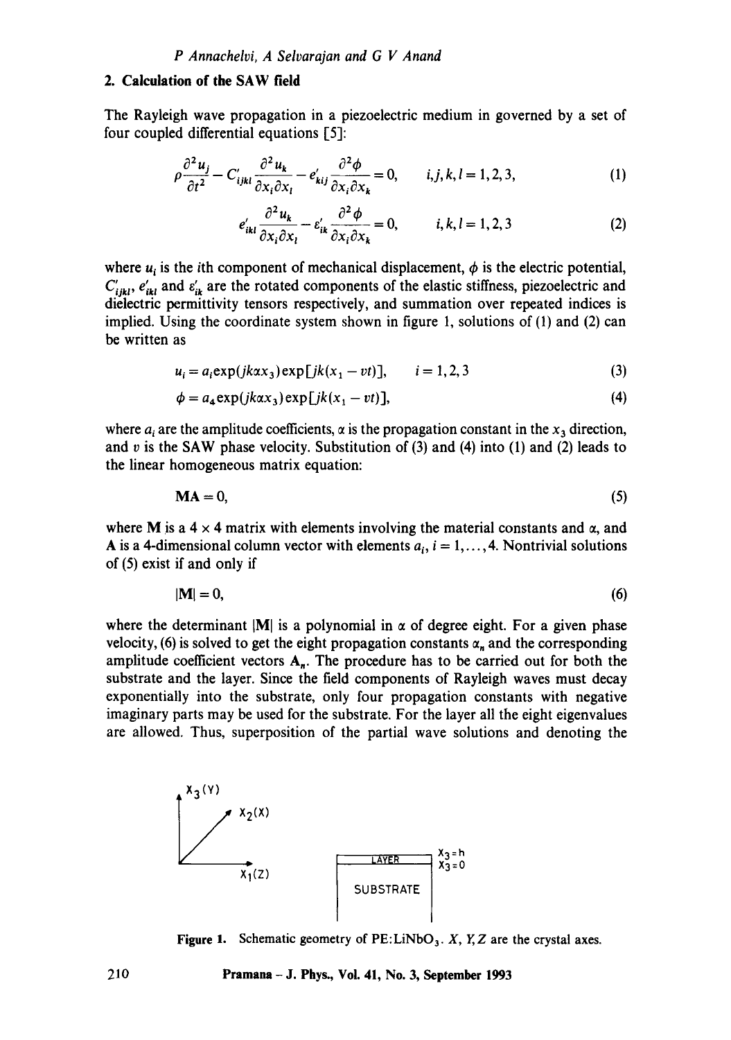## 2. Calculation of the SAW field

The Rayleigh wave propagation in a piezoelectric medium in governed by a set of four coupled differential equations [5]:

$$\rho \frac{\partial^2 u_j}{\partial t^2} - C'_{ijkl} \frac{\partial^2 u_k}{\partial x_i \partial x_l} - e'_{kij} \frac{\partial^2 \phi}{\partial x_i \partial x_k} = 0, \qquad i,j,k,l = 1,2,3, \tag{1}$$

$$e'_{ikl} \frac{\partial^2 u_k}{\partial x_i \partial x_l} - \varepsilon'_{ik} \frac{\partial^2 \phi}{\partial x_i \partial x_k} = 0, \qquad i,k,l = 1,2,3 \tag{2}$$

where $u_i$ is the $i$th component of mechanical displacement, $\phi$ is the electric potential, $C'_{ijkl}$, $e'_{ikl}$ and $\varepsilon'_{ik}$ are the rotated components of the elastic stiffness, piezoelectric and dielectric permittivity tensors respectively, and summation over repeated indices is implied. Using the coordinate system shown in figure 1, solutions of (1) and (2) can be written as

$$u_i = a_i \exp(jk\alpha x_3) \exp[jk(x_1 - vt)], \qquad i = 1,2,3 \tag{3}$$

$$\phi = a_4 \exp(jk\alpha x_3) \exp[jk(x_1 - vt)], \tag{4}$$

where $a_i$ are the amplitude coefficients, $\alpha$ is the propagation constant in the $x_3$ direction, and $v$ is the SAW phase velocity. Substitution of (3) and (4) into (1) and (2) leads to the linear homogeneous matrix equation:

$$\mathbf{MA} = 0, \tag{5}$$

where $\mathbf{M}$ is a $4 \times 4$ matrix with elements involving the material constants and $\alpha$, and $\mathbf{A}$ is a 4-dimensional column vector with elements $a_i$, $i = 1, \ldots, 4$. Nontrivial solutions of (5) exist if and only if

$$|\mathbf{M}| = 0, \tag{6}$$

where the determinant $|\mathbf{M}|$ is a polynomial in $\alpha$ of degree eight. For a given phase velocity, (6) is solved to get the eight propagation constants $\alpha_n$ and the corresponding amplitude coefficient vectors $\mathbf{A}_n$. The procedure has to be carried out for both the substrate and the layer. Since the field components of Rayleigh waves must decay exponentially into the substrate, only four propagation constants with negative imaginary parts may be used for the substrate. For the layer all the eight eigenvalues are allowed. Thus, superposition of the partial wave solutions and denoting the

$X_3$(Y)

$X_2$(X)

$X_1$(Z)

LAYER

SUBSTRATE

$X_3 = h$

$X_3 = 0$

**Figure 1.** Schematic geometry of PE:$LiNbO_3$. $X$, $Y$, $Z$ are the crystal axes.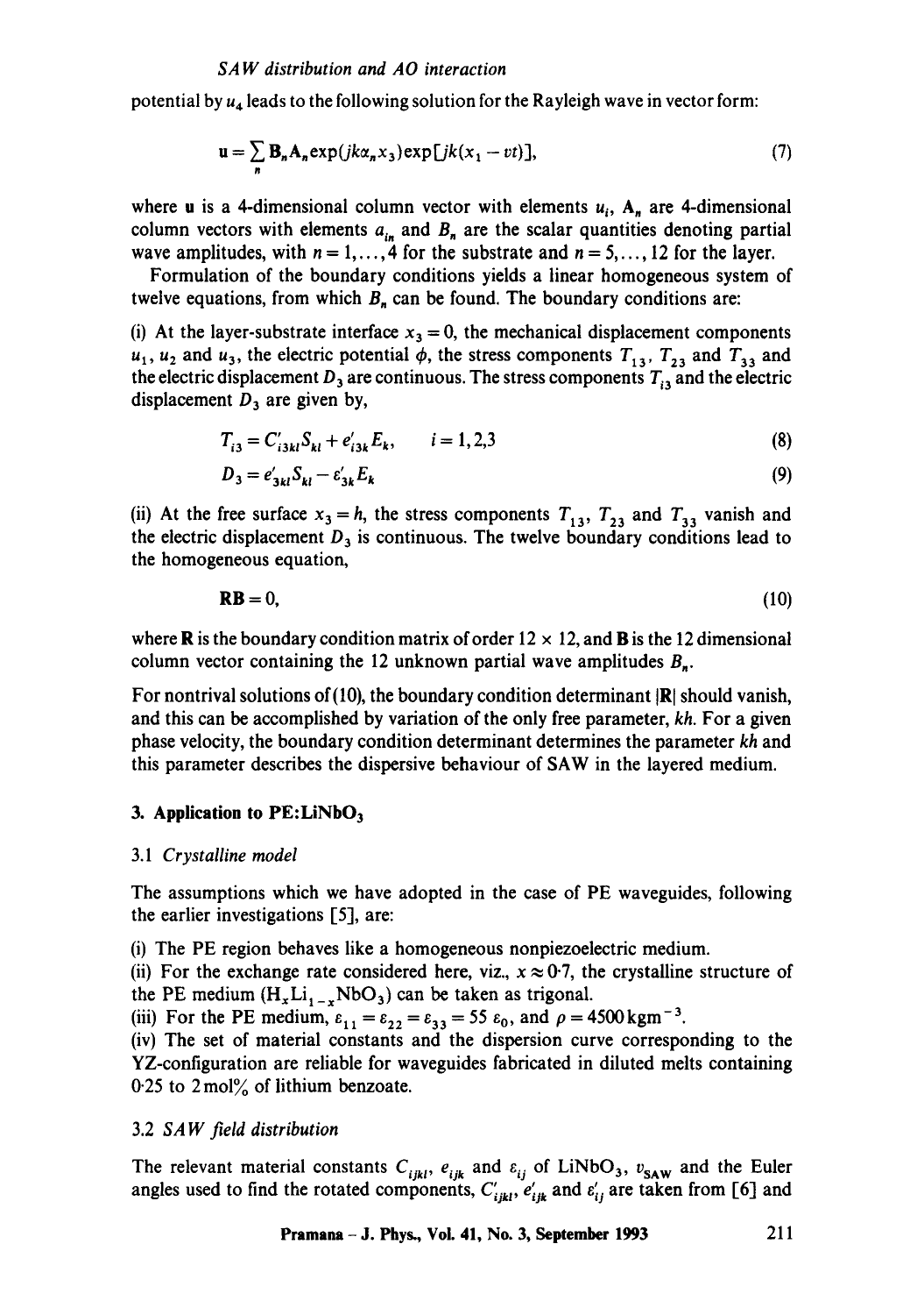potential by $u_4$ leads to the following solution for the Rayleigh wave in vector form:

$$\mathbf{u} = \sum_n \mathbf{B}_n \mathbf{A}_n \exp(jk\alpha_n x_3) \exp[jk(x_1 - vt)], \tag{7}$$

where $\mathbf{u}$ is a 4-dimensional column vector with elements $u_i$, $\mathbf{A}_n$ are 4-dimensional column vectors with elements $a_{i_n}$ and $B_n$ are the scalar quantities denoting partial wave amplitudes, with $n = 1, \ldots, 4$ for the substrate and $n = 5, \ldots, 12$ for the layer.

Formulation of the boundary conditions yields a linear homogeneous system of twelve equations, from which $B_n$ can be found. The boundary conditions are:

(i) At the layer-substrate interface $x_3 = 0$, the mechanical displacement components $u_1$, $u_2$ and $u_3$, the electric potential $\phi$, the stress components $T_{13}$, $T_{23}$ and $T_{33}$ and the electric displacement $D_3$ are continuous. The stress components $T_{i3}$ and the electric displacement $D_3$ are given by,

$$T_{i3} = C'_{i3kl} S_{kl} + e'_{i3k} E_k, \qquad i = 1, 2, 3 \tag{8}$$

$$D_3 = e'_{3kl} S_{kl} - \varepsilon'_{3k} E_k \tag{9}$$

(ii) At the free surface $x_3 = h$, the stress components $T_{13}$, $T_{23}$ and $T_{33}$ vanish and the electric displacement $D_3$ is continuous. The twelve boundary conditions lead to the homogeneous equation,

$$\mathbf{RB} = 0, \tag{10}$$

where $\mathbf{R}$ is the boundary condition matrix of order $12 \times 12$, and $\mathbf{B}$ is the 12 dimensional column vector containing the 12 unknown partial wave amplitudes $B_n$.

For nontrival solutions of (10), the boundary condition determinant $|\mathbf{R}|$ should vanish, and this can be accomplished by variation of the only free parameter, $kh$. For a given phase velocity, the boundary condition determinant determines the parameter $kh$ and this parameter describes the dispersive behaviour of SAW in the layered medium.

## 3. Application to PE:$LiNbO_3$

### 3.1 *Crystalline model*

The assumptions which we have adopted in the case of PE waveguides, following the earlier investigations [5], are:

(i) The PE region behaves like a homogeneous nonpiezoelectric medium.

(ii) For the exchange rate considered here, viz., $x \approx 0{\cdot}7$, the crystalline structure of the PE medium ($H_xLi_{1-x}NbO_3$) can be taken as trigonal.

(iii) For the PE medium, $\varepsilon_{11} = \varepsilon_{22} = \varepsilon_{33} = 55\,\varepsilon_0$, and $\rho = 4500\,\mathrm{kgm^{-3}}$.

(iv) The set of material constants and the dispersion curve corresponding to the YZ-configuration are reliable for waveguides fabricated in diluted melts containing 0·25 to 2 mol% of lithium benzoate.

### 3.2 *SAW field distribution*

The relevant material constants $C_{ijkl}$, $e_{ijk}$ and $\varepsilon_{ij}$ of $LiNbO_3$, $v_{SAW}$ and the Euler angles used to find the rotated components, $C'_{ijkl}$, $e'_{ijk}$ and $\varepsilon'_{ij}$ are taken from [6] and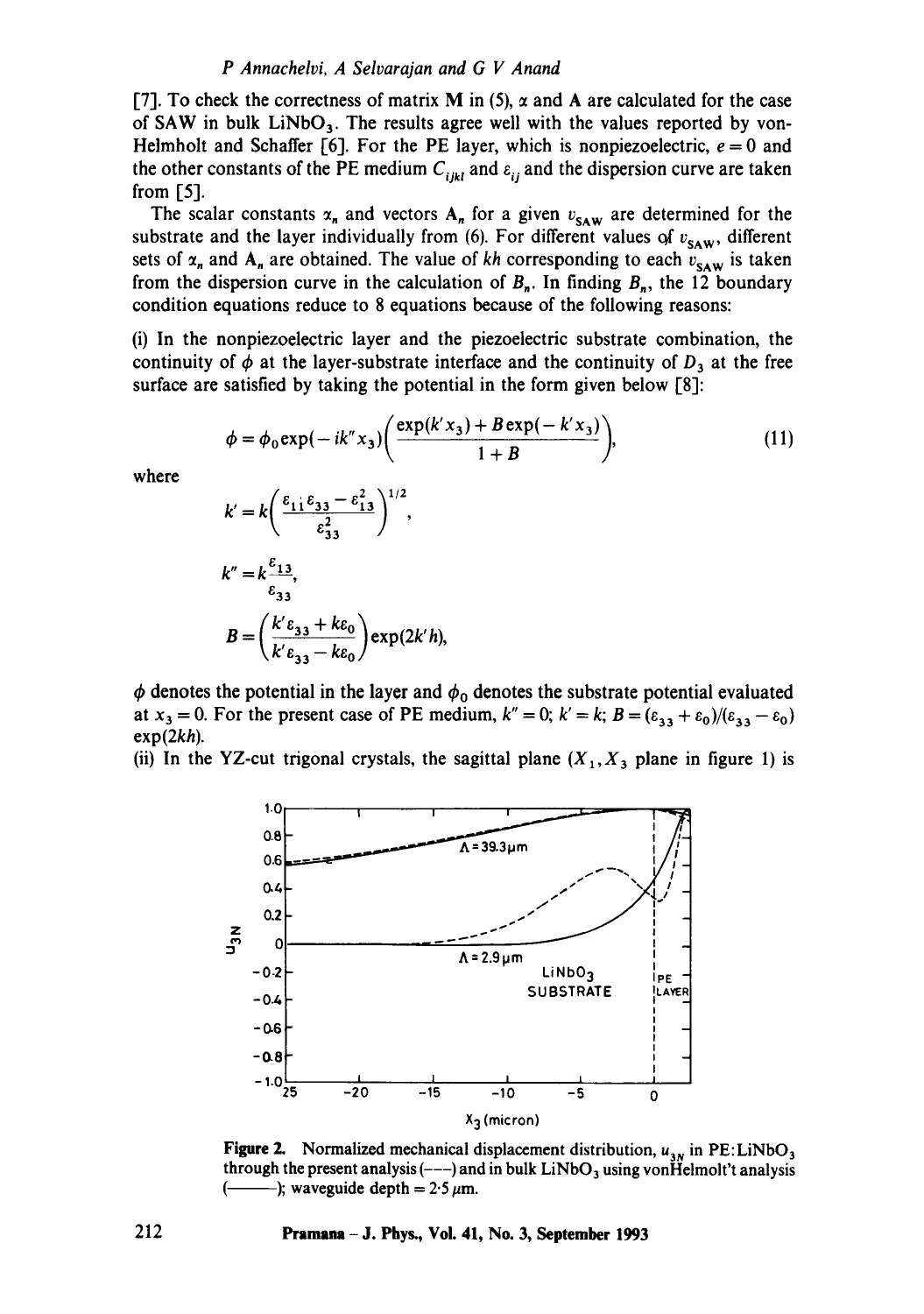[7]. To check the correctness of matrix $\mathbf{M}$ in (5), $\alpha$ and $\mathbf{A}$ are calculated for the case of SAW in bulk $LiNbO_3$. The results agree well with the values reported by von-Helmholt and Schaffer [6]. For the PE layer, which is nonpiezoelectric, $e = 0$ and the other constants of the PE medium $C_{ijkl}$ and $\varepsilon_{ij}$ and the dispersion curve are taken from [5].

The scalar constants $\alpha_n$ and vectors $\mathbf{A}_n$ for a given $v_{SAW}$ are determined for the substrate and the layer individually from (6). For different values of $v_{SAW}$, different sets of $\alpha_n$ and $\mathbf{A}_n$ are obtained. The value of $kh$ corresponding to each $v_{SAW}$ is taken from the dispersion curve in the calculation of $B_n$. In finding $B_n$, the 12 boundary condition equations reduce to 8 equations because of the following reasons:

(i) In the nonpiezoelectric layer and the piezoelectric substrate combination, the continuity of $\phi$ at the layer-substrate interface and the continuity of $D_3$ at the free surface are satisfied by taking the potential in the form given below [8]:

$$\phi = \phi_0 \exp(-ik''x_3)\left(\frac{\exp(k'x_3) + B\exp(-k'x_3)}{1+B}\right), \tag{11}$$

where

$$k' = k\left(\frac{\varepsilon_{11}\varepsilon_{33} - \varepsilon_{13}^2}{\varepsilon_{33}^2}\right)^{1/2},$$

$$k'' = k\frac{\varepsilon_{13}}{\varepsilon_{33}},$$

$$B = \left(\frac{k'\varepsilon_{33} + k\varepsilon_0}{k'\varepsilon_{33} - k\varepsilon_0}\right)\exp(2k'h),$$

$\phi$ denotes the potential in the layer and $\phi_0$ denotes the substrate potential evaluated at $x_3 = 0$. For the present case of PE medium, $k'' = 0$; $k' = k$; $B = (\varepsilon_{33} + \varepsilon_0)/(\varepsilon_{33} - \varepsilon_0)$ $\exp(2kh)$.

(ii) In the YZ-cut trigonal crystals, the sagittal plane ($X_1, X_3$ plane in figure 1) is

$u_{3N}$

1.0
0.8
0.6
0.4
0.2
0
-0.2
-0.4
-0.6
-0.8
-1.0

$\Lambda = 39.3\,\mu m$

$\Lambda = 2.9\,\mu m$

$LiNbO_3$ SUBSTRATE

PE LAYER

-25 -20 -15 -10 -5 0

$X_3$ (micron)

**Figure 2.** Normalized mechanical displacement distribution, $u_{3N}$ in PE:$LiNbO_3$ through the present analysis (----) and in bulk $LiNbO_3$ using vonHelmolt't analysis (——); waveguide depth = 2·5 $\mu$m.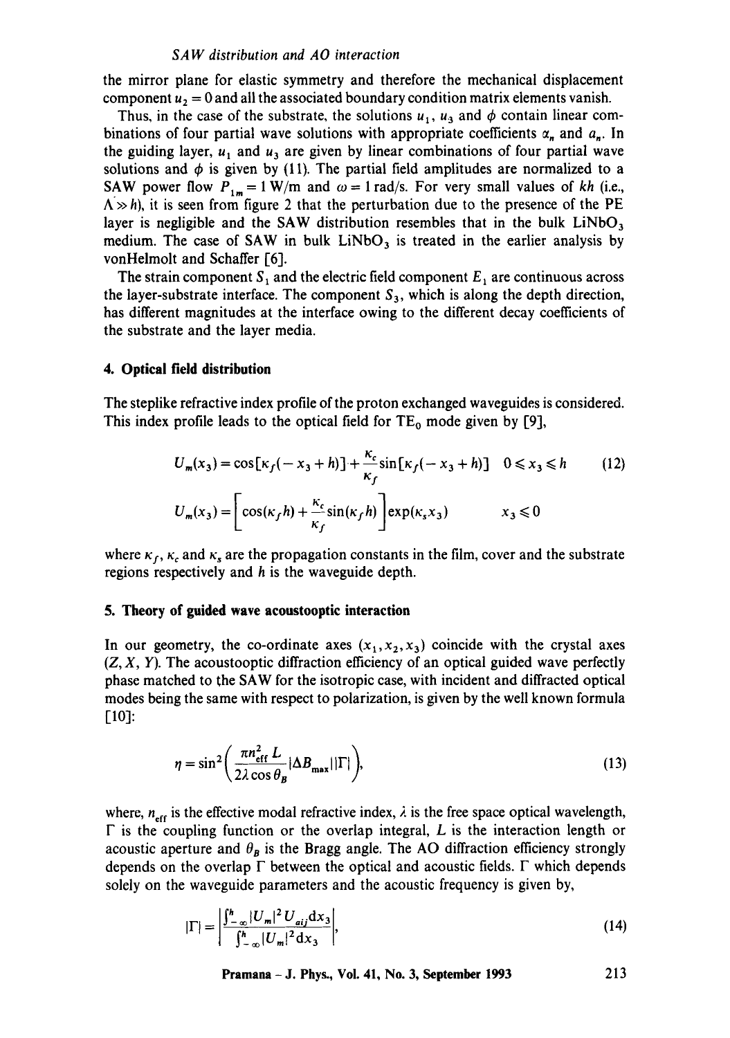the mirror plane for elastic symmetry and therefore the mechanical displacement component $u_2 = 0$ and all the associated boundary condition matrix elements vanish.

Thus, in the case of the substrate, the solutions $u_1$, $u_3$ and $\phi$ contain linear combinations of four partial wave solutions with appropriate coefficients $\alpha_n$ and $a_n$. In the guiding layer, $u_1$ and $u_3$ are given by linear combinations of four partial wave solutions and $\phi$ is given by (11). The partial field amplitudes are normalized to a SAW power flow $P_{1m} = 1$ W/m and $\omega = 1$ rad/s. For very small values of $kh$ (i.e., $\Lambda \gg h$), it is seen from figure 2 that the perturbation due to the presence of the PE layer is negligible and the SAW distribution resembles that in the bulk $LiNbO_3$ medium. The case of SAW in bulk $LiNbO_3$ is treated in the earlier analysis by vonHelmolt and Schaffer [6].

The strain component $S_1$ and the electric field component $E_1$ are continuous across the layer-substrate interface. The component $S_3$, which is along the depth direction, has different magnitudes at the interface owing to the different decay coefficients of the substrate and the layer media.

## 4. Optical field distribution

The steplike refractive index profile of the proton exchanged waveguides is considered. This index profile leads to the optical field for $TE_0$ mode given by [9],

$$U_m(x_3) = \cos[\kappa_f(-x_3 + h)] + \frac{\kappa_c}{\kappa_f}\sin[\kappa_f(-x_3 + h)] \quad 0 \leqslant x_3 \leqslant h \tag{12}$$

$$U_m(x_3) = \left[\cos(\kappa_f h) + \frac{\kappa_c}{\kappa_f}\sin(\kappa_f h)\right]\exp(\kappa_s x_3) \qquad x_3 \leqslant 0$$

where $\kappa_f$, $\kappa_c$ and $\kappa_s$ are the propagation constants in the film, cover and the substrate regions respectively and $h$ is the waveguide depth.

## 5. Theory of guided wave acoustooptic interaction

In our geometry, the co-ordinate axes $(x_1, x_2, x_3)$ coincide with the crystal axes $(Z, X, Y)$. The acoustooptic diffraction efficiency of an optical guided wave perfectly phase matched to the SAW for the isotropic case, with incident and diffracted optical modes being the same with respect to polarization, is given by the well known formula [10]:

$$\eta = \sin^2\left(\frac{\pi n_{\text{eff}}^2 L}{2\lambda\cos\theta_B}|\Delta B_{\text{max}}||\Gamma|\right), \tag{13}$$

where, $n_{\text{eff}}$ is the effective modal refractive index, $\lambda$ is the free space optical wavelength, $\Gamma$ is the coupling function or the overlap integral, $L$ is the interaction length or acoustic aperture and $\theta_B$ is the Bragg angle. The AO diffraction efficiency strongly depends on the overlap $\Gamma$ between the optical and acoustic fields. $\Gamma$ which depends solely on the waveguide parameters and the acoustic frequency is given by,

$$|\Gamma| = \left|\frac{\int_{-\infty}^{h}|U_m|^2 U_{aij}\,\mathrm{d}x_3}{\int_{-\infty}^{h}|U_m|^2\,\mathrm{d}x_3}\right|, \tag{14}$$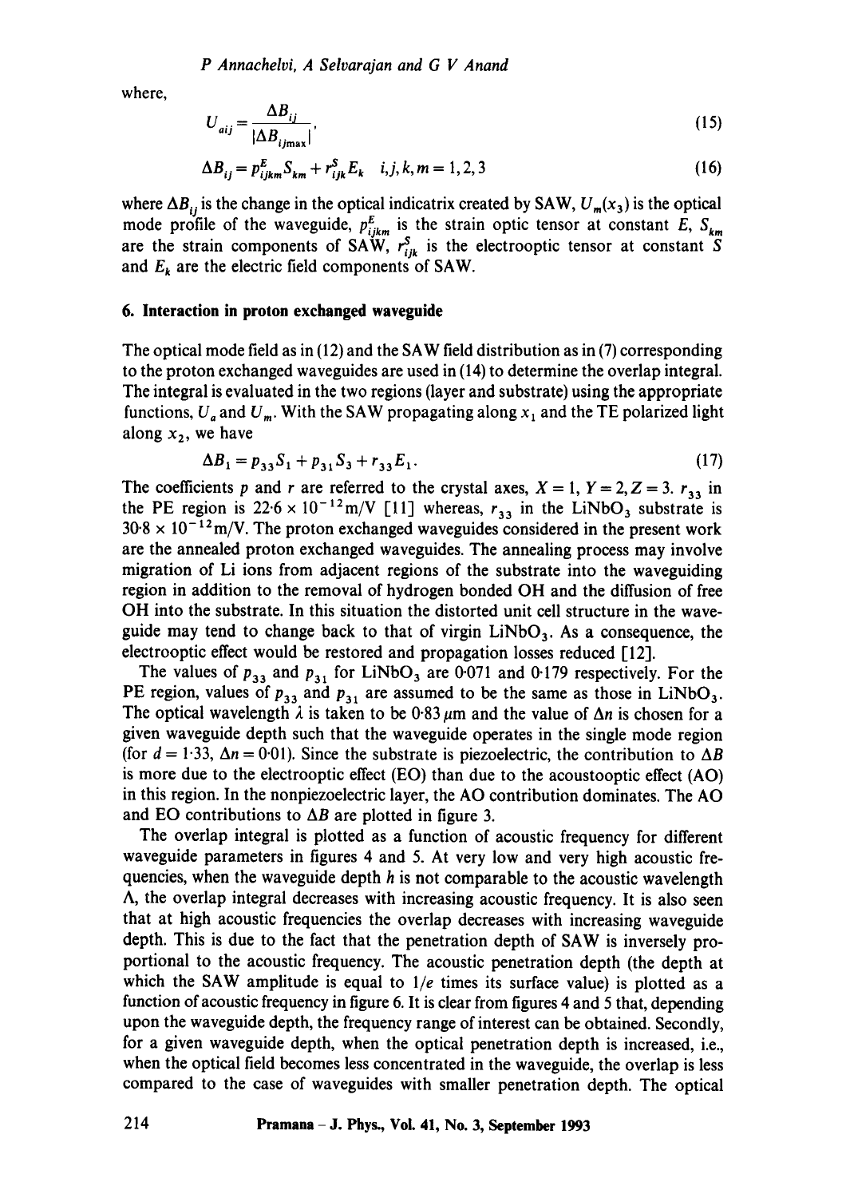where,

$$U_{aij} = \frac{\Delta B_{ij}}{|\Delta B_{ij\max}|}, \tag{15}$$

$$\Delta B_{ij} = p^E_{ijkm} S_{km} + r^S_{ijk} E_k \quad i,j,k,m = 1,2,3 \tag{16}$$

where $\Delta B_{ij}$ is the change in the optical indicatrix created by SAW, $U_m(x_3)$ is the optical mode profile of the waveguide, $p^E_{ijkm}$ is the strain optic tensor at constant $E$, $S_{km}$ are the strain components of SAW, $r^S_{ijk}$ is the electrooptic tensor at constant $S$ and $E_k$ are the electric field components of SAW.

## 6. Interaction in proton exchanged waveguide

The optical mode field as in (12) and the SAW field distribution as in (7) corresponding to the proton exchanged waveguides are used in (14) to determine the overlap integral. The integral is evaluated in the two regions (layer and substrate) using the appropriate functions, $U_a$ and $U_m$. With the SAW propagating along $x_1$ and the TE polarized light along $x_2$, we have

$$\Delta B_1 = p_{33} S_1 + p_{31} S_3 + r_{33} E_1. \tag{17}$$

The coefficients $p$ and $r$ are referred to the crystal axes, $X = 1$, $Y = 2$, $Z = 3$. $r_{33}$ in the PE region is $22 \cdot 6 \times 10^{-12}$ m/V [11] whereas, $r_{33}$ in the $LiNbO_3$ substrate is $30 \cdot 8 \times 10^{-12}$ m/V. The proton exchanged waveguides considered in the present work are the annealed proton exchanged waveguides. The annealing process may involve migration of Li ions from adjacent regions of the substrate into the waveguiding region in addition to the removal of hydrogen bonded OH and the diffusion of free OH into the substrate. In this situation the distorted unit cell structure in the waveguide may tend to change back to that of virgin $LiNbO_3$. As a consequence, the electrooptic effect would be restored and propagation losses reduced [12].

The values of $p_{33}$ and $p_{31}$ for $LiNbO_3$ are 0·071 and 0·179 respectively. For the PE region, values of $p_{33}$ and $p_{31}$ are assumed to be the same as those in $LiNbO_3$. The optical wavelength $\lambda$ is taken to be 0·83 $\mu$m and the value of $\Delta n$ is chosen for a given waveguide depth such that the waveguide operates in the single mode region (for $d = 1 \cdot 33$, $\Delta n = 0 \cdot 01$). Since the substrate is piezoelectric, the contribution to $\Delta B$ is more due to the electrooptic effect (EO) than due to the acoustooptic effect (AO) in this region. In the nonpiezoelectric layer, the AO contribution dominates. The AO and EO contributions to $\Delta B$ are plotted in figure 3.

The overlap integral is plotted as a function of acoustic frequency for different waveguide parameters in figures 4 and 5. At very low and very high acoustic frequencies, when the waveguide depth $h$ is not comparable to the acoustic wavelength $\Lambda$, the overlap integral decreases with increasing acoustic frequency. It is also seen that at high acoustic frequencies the overlap decreases with increasing waveguide depth. This is due to the fact that the penetration depth of SAW is inversely proportional to the acoustic frequency. The acoustic penetration depth (the depth at which the SAW amplitude is equal to $1/e$ times its surface value) is plotted as a function of acoustic frequency in figure 6. It is clear from figures 4 and 5 that, depending upon the waveguide depth, the frequency range of interest can be obtained. Secondly, for a given waveguide depth, when the optical penetration depth is increased, i.e., when the optical field becomes less concentrated in the waveguide, the overlap is less compared to the case of waveguides with smaller penetration depth. The optical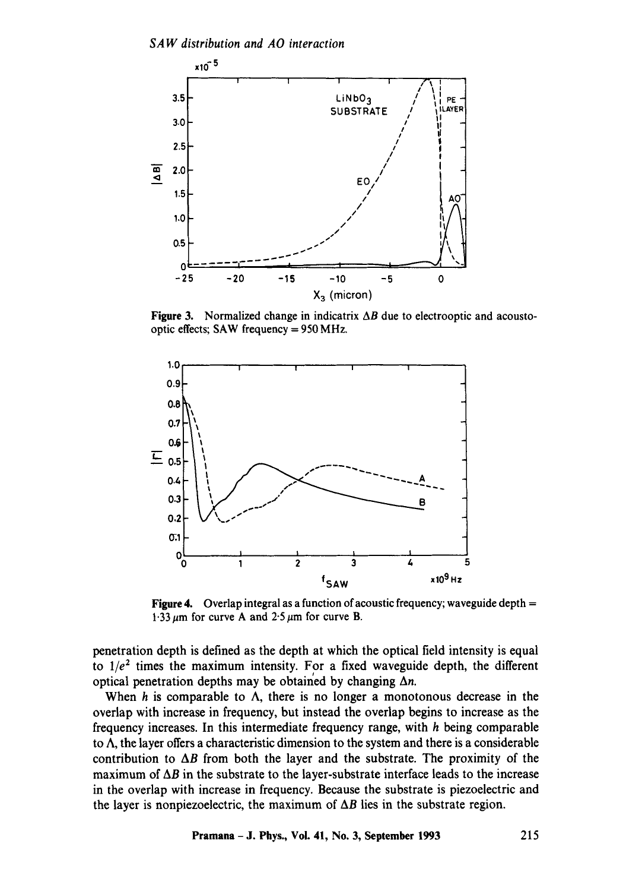x10^-5

3.5
3.0
2.5
2.0
1.5
1.0
0.5
0

$|\Delta B|$

LiNbO3 SUBSTRATE

PE LAYER

EO

AO

-25 -20 -15 -10 -5 0

$X_3$ (micron)

**Figure 3.** Normalized change in indicatrix $\Delta B$ due to electrooptic and acousto-optic effects; SAW frequency = 950 MHz.

1.0
0.9
0.8
0.7
0.6
0.5
0.4
0.3
0.2
0.1
0

$|\Gamma|$

A

B

0 1 2 3 4 5

$f_{SAW}$ x10^9 Hz

**Figure 4.** Overlap integral as a function of acoustic frequency; waveguide depth = 1·33 $\mu$m for curve A and 2·5 $\mu$m for curve B.

penetration depth is defined as the depth at which the optical field intensity is equal to $1/e^2$ times the maximum intensity. For a fixed waveguide depth, the different optical penetration depths may be obtained by changing $\Delta n$.

When $h$ is comparable to $\Lambda$, there is no longer a monotonous decrease in the overlap with increase in frequency, but instead the overlap begins to increase as the frequency increases. In this intermediate frequency range, with $h$ being comparable to $\Lambda$, the layer offers a characteristic dimension to the system and there is a considerable contribution to $\Delta B$ from both the layer and the substrate. The proximity of the maximum of $\Delta B$ in the substrate to the layer-substrate interface leads to the increase in the overlap with increase in frequency. Because the substrate is piezoelectric and the layer is nonpiezoelectric, the maximum of $\Delta B$ lies in the substrate region.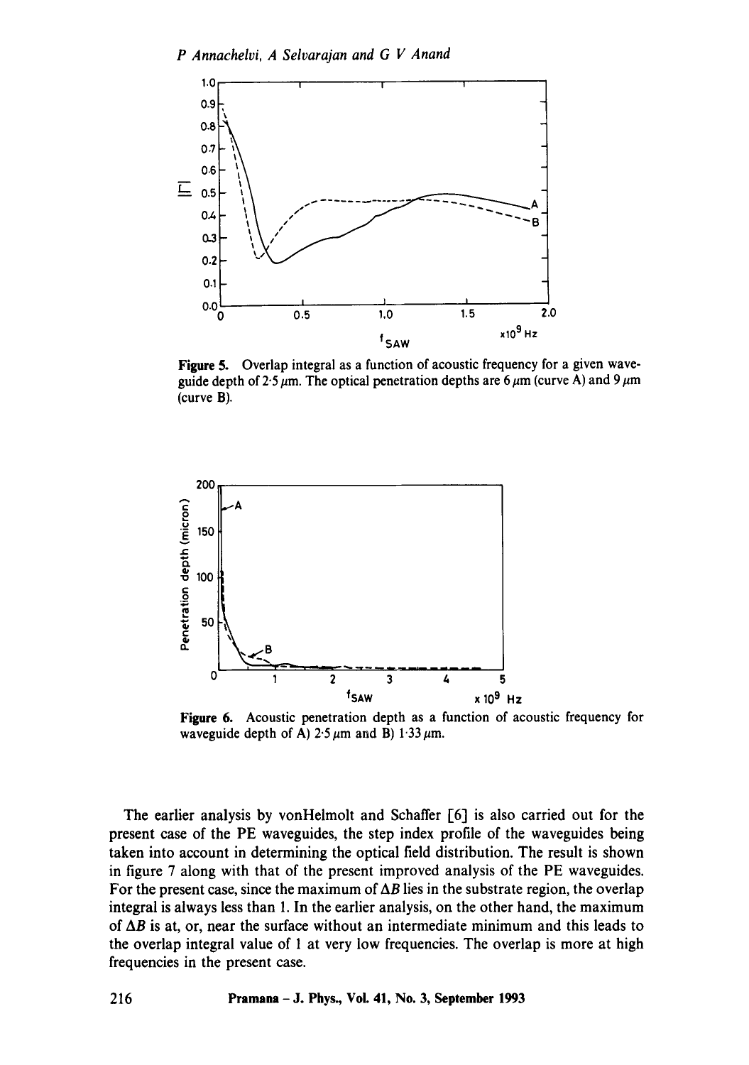1.0
0.9
0.8
0.7
0.6
|Γ| 0.5
0.4
0.3
0.2
0.1
0.0
0
0.5
1.0
1.5
2.0
A
B
$f_{SAW}$
$\times 10^9$ Hz

**Figure 5.** Overlap integral as a function of acoustic frequency for a given waveguide depth of 2·5 $\mu$m. The optical penetration depths are 6 $\mu$m (curve A) and 9 $\mu$m (curve B).

200
150
100
50
0
Penetration depth (micron)
A
B
1
2
3
4
5
$f_{SAW}$
$\times 10^9$ Hz

**Figure 6.** Acoustic penetration depth as a function of acoustic frequency for waveguide depth of A) 2·5 $\mu$m and B) 1·33 $\mu$m.

The earlier analysis by vonHelmolt and Schaffer [6] is also carried out for the present case of the PE waveguides, the step index profile of the waveguides being taken into account in determining the optical field distribution. The result is shown in figure 7 along with that of the present improved analysis of the PE waveguides. For the present case, since the maximum of $\Delta B$ lies in the substrate region, the overlap integral is always less than 1. In the earlier analysis, on the other hand, the maximum of $\Delta B$ is at, or, near the surface without an intermediate minimum and this leads to the overlap integral value of 1 at very low frequencies. The overlap is more at high frequencies in the present case.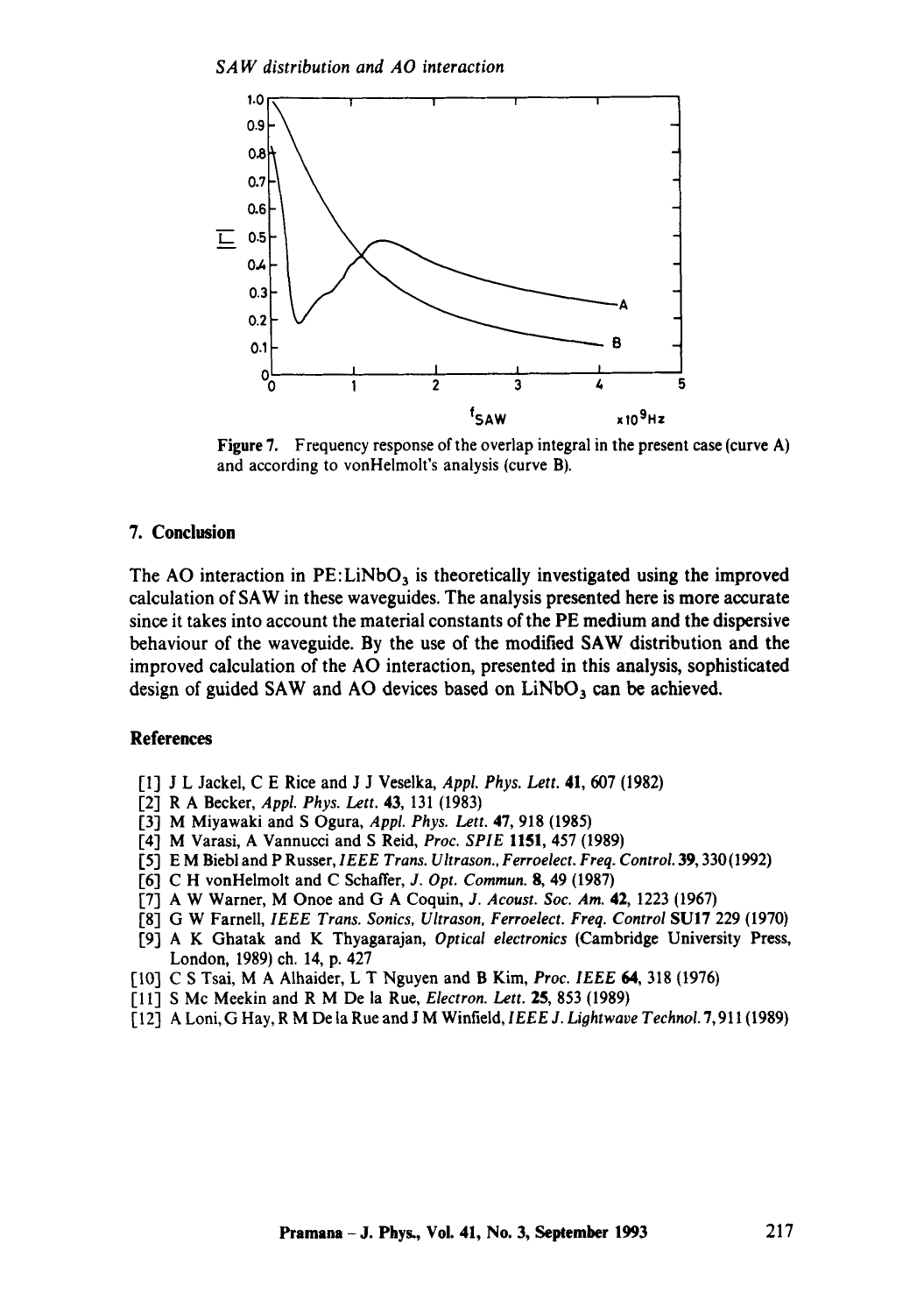1.0
0.9
0.8
0.7
0.6
$\overline{\Gamma}$ 0.5
0.4
0.3
0.2
0.1
0
0 1 2 3 4 5
A
B
$f_{SAW}$ $\times 10^9$Hz

Figure 7. Frequency response of the overlap integral in the present case (curve A) and according to vonHelmolt's analysis (curve B).

## 7. Conclusion

The AO interaction in PE:$LiNbO_3$ is theoretically investigated using the improved calculation of SAW in these waveguides. The analysis presented here is more accurate since it takes into account the material constants of the PE medium and the dispersive behaviour of the waveguide. By the use of the modified SAW distribution and the improved calculation of the AO interaction, presented in this analysis, sophisticated design of guided SAW and AO devices based on $LiNbO_3$ can be achieved.

## References

[1] J L Jackel, C E Rice and J J Veselka, *Appl. Phys. Lett.* **41**, 607 (1982)
[2] R A Becker, *Appl. Phys. Lett.* **43**, 131 (1983)
[3] M Miyawaki and S Ogura, *Appl. Phys. Lett.* **47**, 918 (1985)
[4] M Varasi, A Vannucci and S Reid, *Proc. SPIE* **1151**, 457 (1989)
[5] E M Biebl and P Russer, *IEEE Trans. Ultrason., Ferroelect. Freq. Control.* **39**, 330 (1992)
[6] C H vonHelmolt and C Schaffer, *J. Opt. Commun.* **8**, 49 (1987)
[7] A W Warner, M Onoe and G A Coquin, *J. Acoust. Soc. Am.* **42**, 1223 (1967)
[8] G W Farnell, *IEEE Trans. Sonics, Ultrason, Ferroelect. Freq. Control* **SU17** 229 (1970)
[9] A K Ghatak and K Thyagarajan, *Optical electronics* (Cambridge University Press, London, 1989) ch. 14, p. 427
[10] C S Tsai, M A Alhaider, L T Nguyen and B Kim, *Proc. IEEE* **64**, 318 (1976)
[11] S Mc Meekin and R M De la Rue, *Electron. Lett.* **25**, 853 (1989)
[12] A Loni, G Hay, R M De la Rue and J M Winfield, *IEEE J. Lightwave Technol.* **7**, 911 (1989)